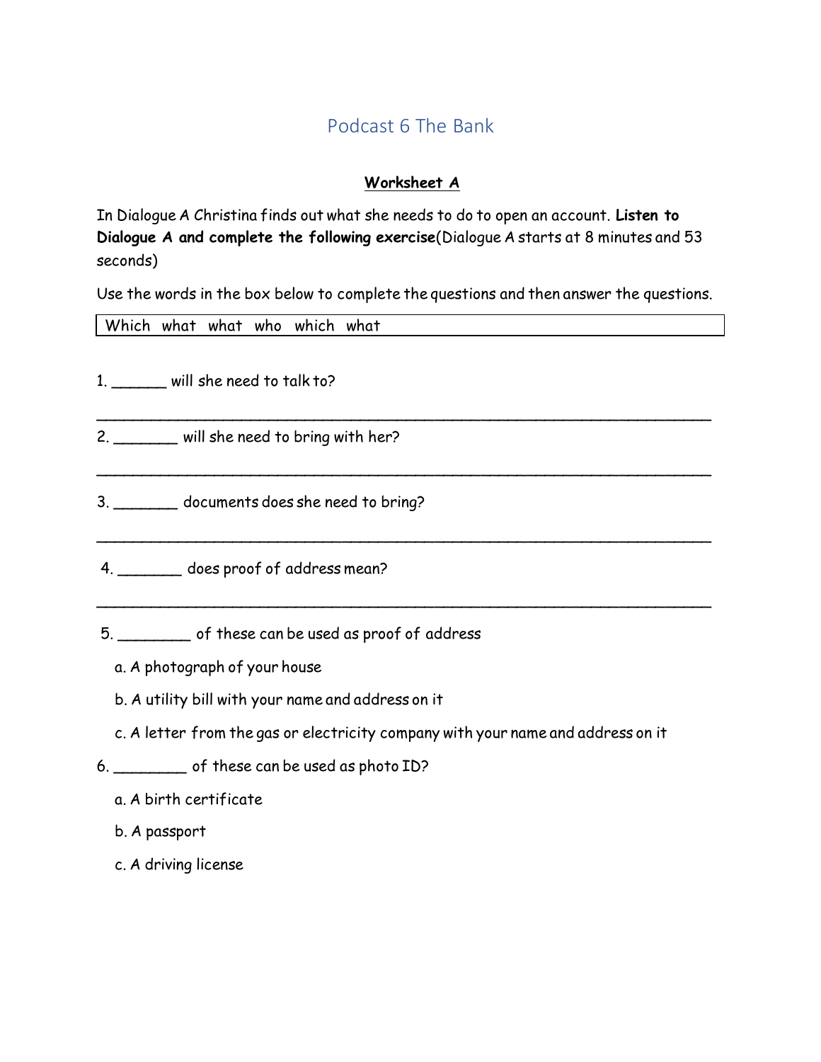# Podcast 6 The Bank

**Worksheet A**

In Dialogue A Christina finds out what she needs to do to open an account. **Listen to Dialogue A and complete the following exercise**(Dialogue A starts at 8 minutes and 53 seconds)

Use the words in the box below to complete the questions and then answer the questions.

| Which what what who which what |
|---|

1. ______ will she need to talk to?

____________________________________________________________

2. _______ will she need to bring with her?

____________________________________________________________

3. _______ documents does she need to bring?

____________________________________________________________

4. _______ does proof of address mean?

____________________________________________________________

5. ________ of these can be used as proof of address

   a. A photograph of your house

   b. A utility bill with your name and address on it

   c. A letter from the gas or electricity company with your name and address on it

6. ________ of these can be used as photo ID?

   a. A birth certificate

   b. A passport

   c. A driving license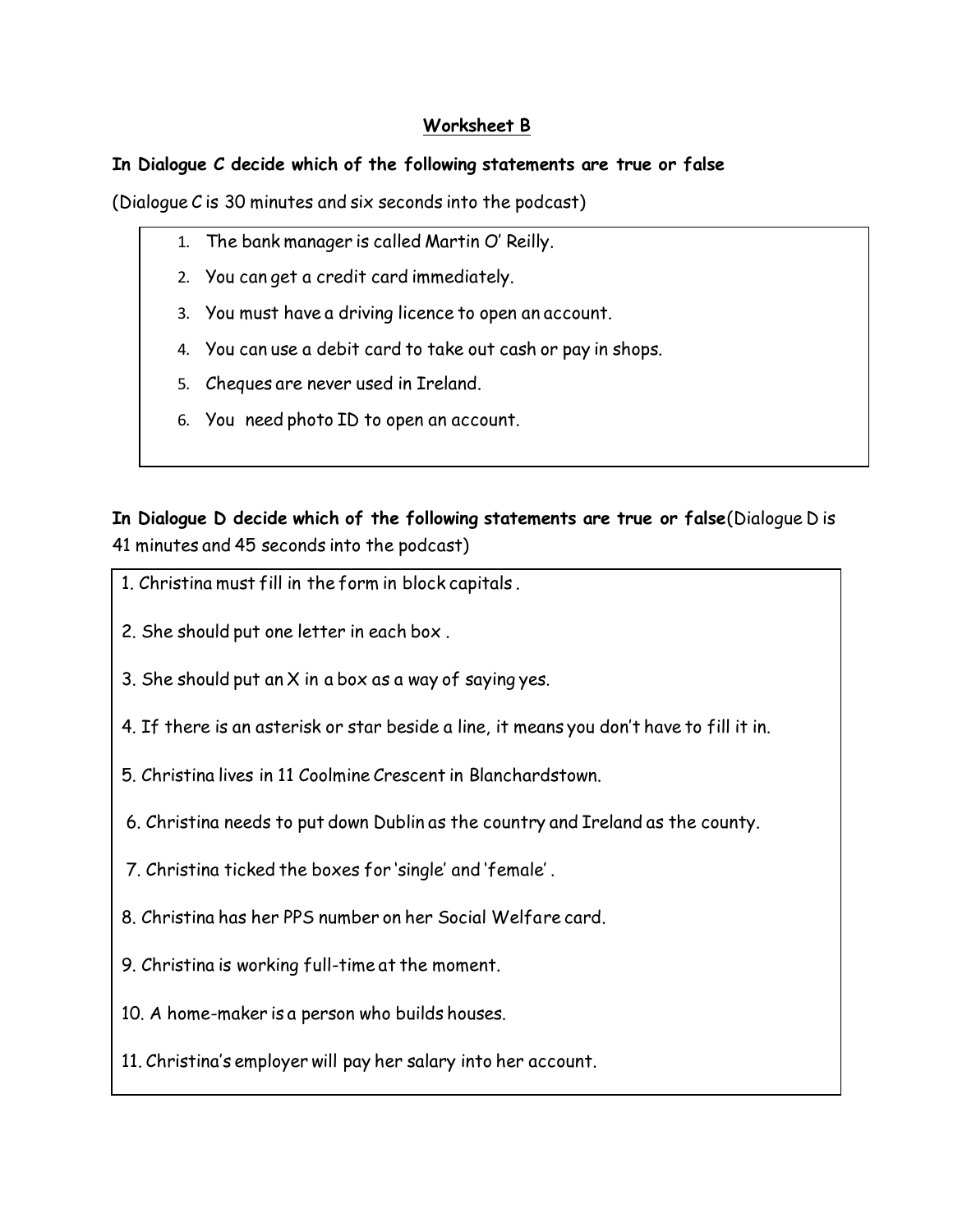## Worksheet B

**In Dialogue C decide which of the following statements are true or false**

(Dialogue C is 30 minutes and six seconds into the podcast)

1. The bank manager is called Martin O' Reilly.
2. You can get a credit card immediately.
3. You must have a driving licence to open an account.
4. You can use a debit card to take out cash or pay in shops.
5. Cheques are never used in Ireland.
6. You need photo ID to open an account.

**In Dialogue D decide which of the following statements are true or false** (Dialogue D is 41 minutes and 45 seconds into the podcast)

1. Christina must fill in the form in block capitals .
2. She should put one letter in each box .
3. She should put an X in a box as a way of saying yes.
4. If there is an asterisk or star beside a line, it means you don't have to fill it in.
5. Christina lives in 11 Coolmine Crescent in Blanchardstown.
6. Christina needs to put down Dublin as the country and Ireland as the county.
7. Christina ticked the boxes for 'single' and 'female' .
8. Christina has her PPS number on her Social Welfare card.
9. Christina is working full-time at the moment.
10. A home-maker is a person who builds houses.
11. Christina's employer will pay her salary into her account.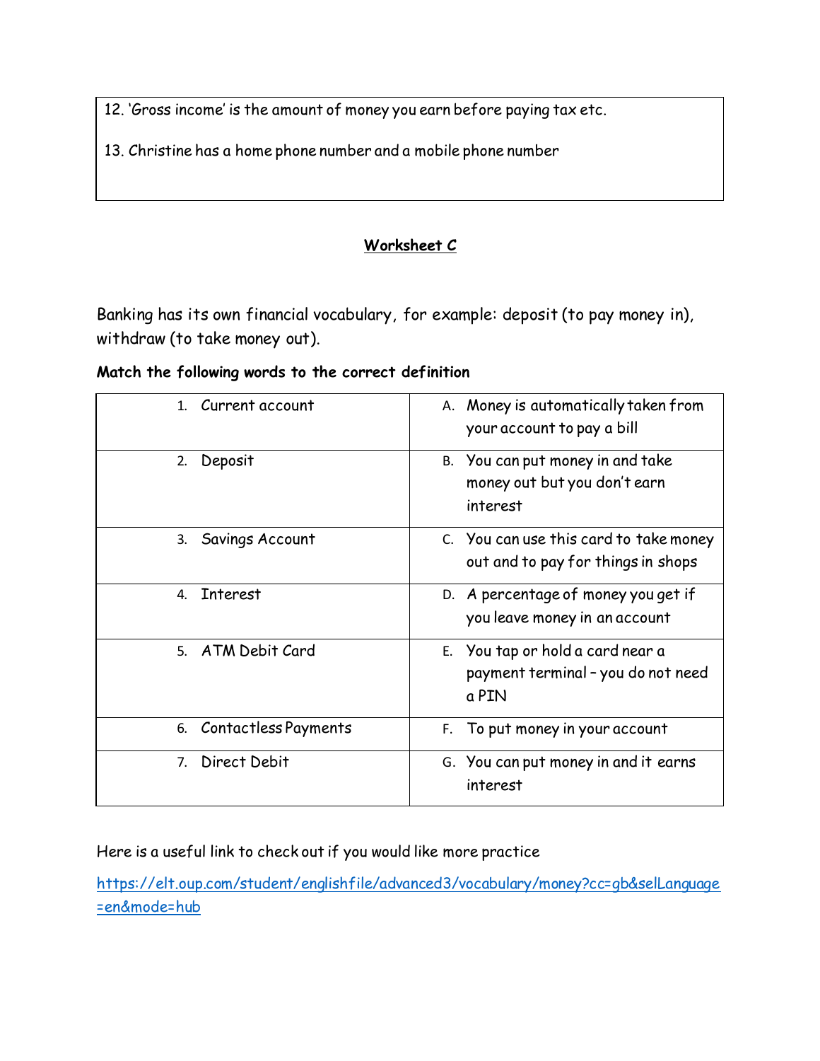| |
|---|
| 12. 'Gross income' is the amount of money you earn before paying tax etc.<br><br>13. Christine has a home phone number and a mobile phone number |

## Worksheet C

Banking has its own financial vocabulary, for example: deposit (to pay money in), withdraw (to take money out).

**Match the following words to the correct definition**

| | |
|---|---|
| 1. Current account | A. Money is automatically taken from your account to pay a bill |
| 2. Deposit | B. You can put money in and take money out but you don't earn interest |
| 3. Savings Account | C. You can use this card to take money out and to pay for things in shops |
| 4. Interest | D. A percentage of money you get if you leave money in an account |
| 5. ATM Debit Card | E. You tap or hold a card near a payment terminal – you do not need a PIN |
| 6. Contactless Payments | F. To put money in your account |
| 7. Direct Debit | G. You can put money in and it earns interest |

Here is a useful link to check out if you would like more practice

https://elt.oup.com/student/englishfile/advanced3/vocabulary/money?cc=gb&selLanguage=en&mode=hub